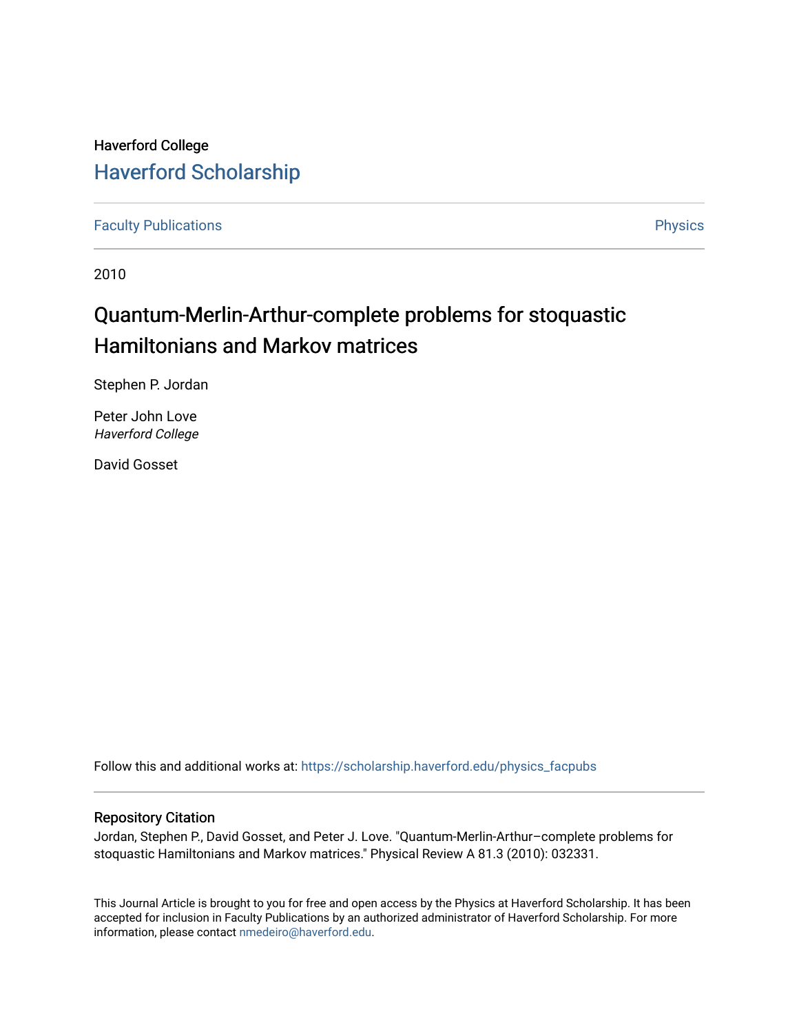Haverford College

## Haverford Scholarship

Faculty Publications

Physics

2010

# Quantum-Merlin-Arthur-complete problems for stoquastic Hamiltonians and Markov matrices

Stephen P. Jordan

Peter John Love  
*Haverford College*

David Gosset

Follow this and additional works at: https://scholarship.haverford.edu/physics_facpubs

### Repository Citation

Jordan, Stephen P., David Gosset, and Peter J. Love. "Quantum-Merlin-Arthur–complete problems for stoquastic Hamiltonians and Markov matrices." Physical Review A 81.3 (2010): 032331.

This Journal Article is brought to you for free and open access by the Physics at Haverford Scholarship. It has been accepted for inclusion in Faculty Publications by an authorized administrator of Haverford Scholarship. For more information, please contact nmedeiro@haverford.edu.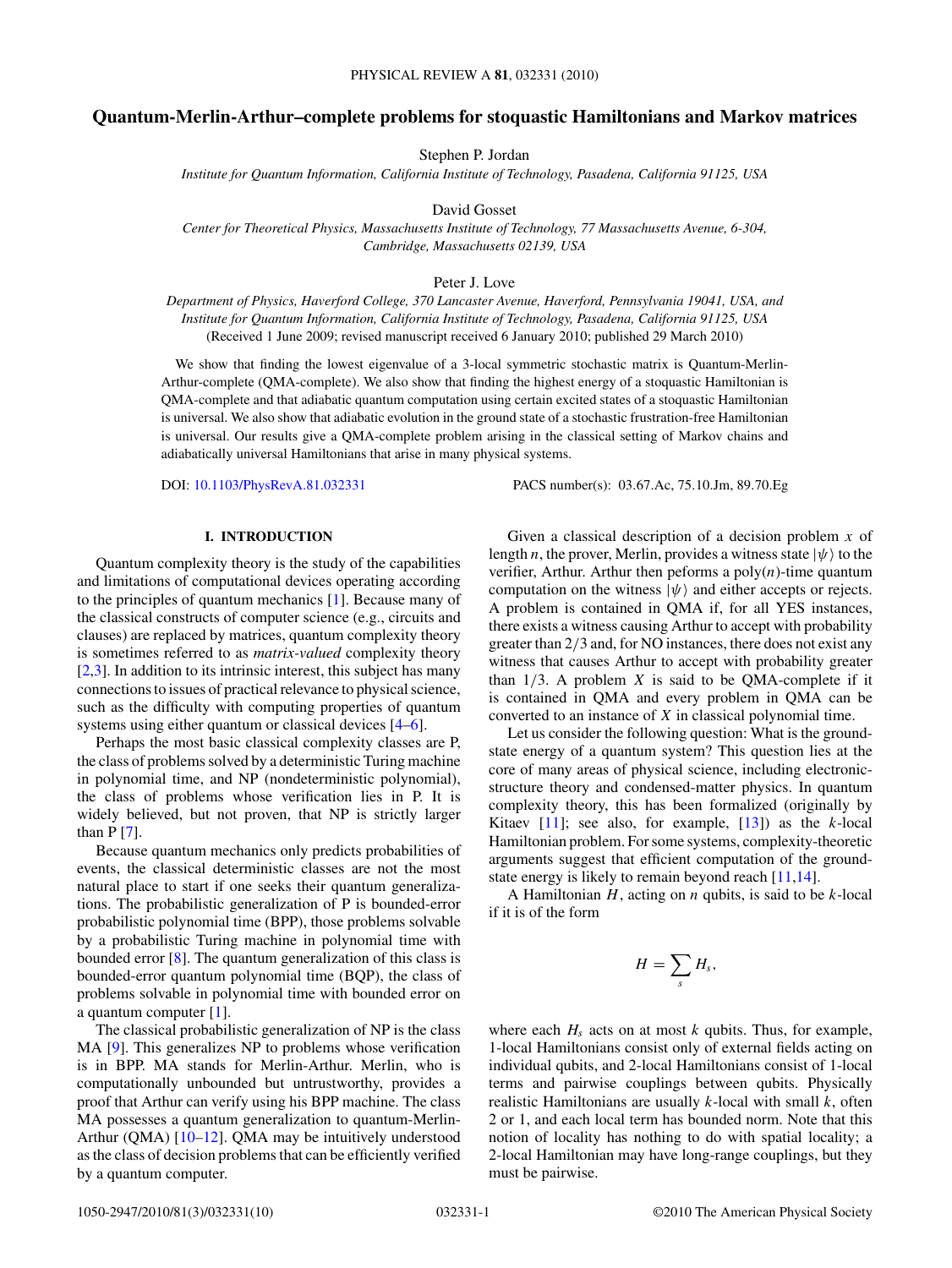# Quantum-Merlin-Arthur–complete problems for stoquastic Hamiltonians and Markov matrices

Stephen P. Jordan

*Institute for Quantum Information, California Institute of Technology, Pasadena, California 91125, USA*

David Gosset

*Center for Theoretical Physics, Massachusetts Institute of Technology, 77 Massachusetts Avenue, 6-304, Cambridge, Massachusetts 02139, USA*

Peter J. Love

*Department of Physics, Haverford College, 370 Lancaster Avenue, Haverford, Pennsylvania 19041, USA, and Institute for Quantum Information, California Institute of Technology, Pasadena, California 91125, USA*

(Received 1 June 2009; revised manuscript received 6 January 2010; published 29 March 2010)

We show that finding the lowest eigenvalue of a 3-local symmetric stochastic matrix is Quantum-Merlin-Arthur-complete (QMA-complete). We also show that finding the highest energy of a stoquastic Hamiltonian is QMA-complete and that adiabatic quantum computation using certain excited states of a stoquastic Hamiltonian is universal. We also show that adiabatic evolution in the ground state of a stochastic frustration-free Hamiltonian is universal. Our results give a QMA-complete problem arising in the classical setting of Markov chains and adiabatically universal Hamiltonians that arise in many physical systems.

DOI: 10.1103/PhysRevA.81.032331 PACS number(s): 03.67.Ac, 75.10.Jm, 89.70.Eg

## I. INTRODUCTION

Quantum complexity theory is the study of the capabilities and limitations of computational devices operating according to the principles of quantum mechanics [1]. Because many of the classical constructs of computer science (e.g., circuits and clauses) are replaced by matrices, quantum complexity theory is sometimes referred to as *matrix-valued* complexity theory [2,3]. In addition to its intrinsic interest, this subject has many connections to issues of practical relevance to physical science, such as the difficulty with computing properties of quantum systems using either quantum or classical devices [4–6].

Perhaps the most basic classical complexity classes are P, the class of problems solved by a deterministic Turing machine in polynomial time, and NP (nondeterministic polynomial), the class of problems whose verification lies in P. It is widely believed, but not proven, that NP is strictly larger than P [7].

Because quantum mechanics only predicts probabilities of events, the classical deterministic classes are not the most natural place to start if one seeks their quantum generalizations. The probabilistic generalization of P is bounded-error probabilistic polynomial time (BPP), those problems solvable by a probabilistic Turing machine in polynomial time with bounded error [8]. The quantum generalization of this class is bounded-error quantum polynomial time (BQP), the class of problems solvable in polynomial time with bounded error on a quantum computer [1].

The classical probabilistic generalization of NP is the class MA [9]. This generalizes NP to problems whose verification is in BPP. MA stands for Merlin-Arthur. Merlin, who is computationally unbounded but untrustworthy, provides a proof that Arthur can verify using his BPP machine. The class MA possesses a quantum generalization to quantum-Merlin-Arthur (QMA) [10–12]. QMA may be intuitively understood as the class of decision problems that can be efficiently verified by a quantum computer.

Given a classical description of a decision problem $x$ of length $n$, the prover, Merlin, provides a witness state $|\psi\rangle$ to the verifier, Arthur. Arthur then peforms a poly($n$)-time quantum computation on the witness $|\psi\rangle$ and either accepts or rejects. A problem is contained in QMA if, for all YES instances, there exists a witness causing Arthur to accept with probability greater than $2/3$ and, for NO instances, there does not exist any witness that causes Arthur to accept with probability greater than $1/3$. A problem $X$ is said to be QMA-complete if it is contained in QMA and every problem in QMA can be converted to an instance of $X$ in classical polynomial time.

Let us consider the following question: What is the ground-state energy of a quantum system? This question lies at the core of many areas of physical science, including electronic-structure theory and condensed-matter physics. In quantum complexity theory, this has been formalized (originally by Kitaev [11]; see also, for example, [13]) as the $k$-local Hamiltonian problem. For some systems, complexity-theoretic arguments suggest that efficient computation of the ground-state energy is likely to remain beyond reach [11,14].

A Hamiltonian $H$, acting on $n$ qubits, is said to be $k$-local if it is of the form

$$H = \sum_s H_s,$$

where each $H_s$ acts on at most $k$ qubits. Thus, for example, 1-local Hamiltonians consist only of external fields acting on individual qubits, and 2-local Hamiltonians consist of 1-local terms and pairwise couplings between qubits. Physically realistic Hamiltonians are usually $k$-local with small $k$, often 2 or 1, and each local term has bounded norm. Note that this notion of locality has nothing to do with spatial locality; a 2-local Hamiltonian may have long-range couplings, but they must be pairwise.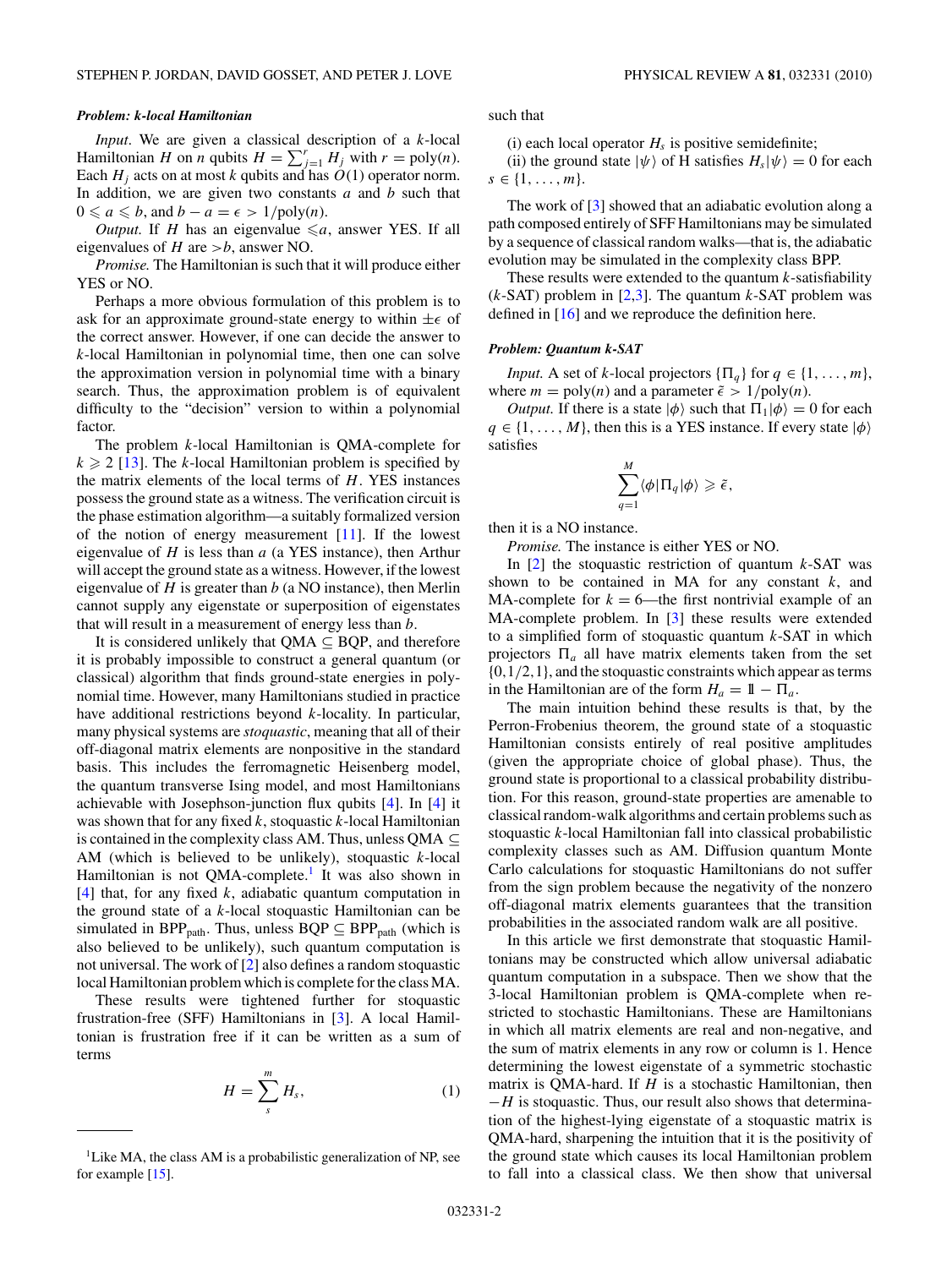***Problem: k-local Hamiltonian***

*Input*. We are given a classical description of a $k$-local Hamiltonian $H$ on $n$ qubits $H = \sum_{j=1}^{r} H_j$ with $r = \text{poly}(n)$. Each $H_j$ acts on at most $k$ qubits and has $O(1)$ operator norm. In addition, we are given two constants $a$ and $b$ such that $0 \leqslant a \leqslant b$, and $b - a = \epsilon > 1/\text{poly}(n)$.

*Output*. If $H$ has an eigenvalue $\leqslant a$, answer YES. If all eigenvalues of $H$ are $> b$, answer NO.

*Promise*. The Hamiltonian is such that it will produce either YES or NO.

Perhaps a more obvious formulation of this problem is to ask for an approximate ground-state energy to within $\pm\epsilon$ of the correct answer. However, if one can decide the answer to $k$-local Hamiltonian in polynomial time, then one can solve the approximation version in polynomial time with a binary search. Thus, the approximation problem is of equivalent difficulty to the "decision" version to within a polynomial factor.

The problem $k$-local Hamiltonian is QMA-complete for $k \geqslant 2$ [13]. The $k$-local Hamiltonian problem is specified by the matrix elements of the local terms of $H$. YES instances possess the ground state as a witness. The verification circuit is the phase estimation algorithm—a suitably formalized version of the notion of energy measurement [11]. If the lowest eigenvalue of $H$ is less than $a$ (a YES instance), then Arthur will accept the ground state as a witness. However, if the lowest eigenvalue of $H$ is greater than $b$ (a NO instance), then Merlin cannot supply any eigenstate or superposition of eigenstates that will result in a measurement of energy less than $b$.

It is considered unlikely that QMA $\subseteq$ BQP, and therefore it is probably impossible to construct a general quantum (or classical) algorithm that finds ground-state energies in polynomial time. However, many Hamiltonians studied in practice have additional restrictions beyond $k$-locality. In particular, many physical systems are *stoquastic*, meaning that all of their off-diagonal matrix elements are nonpositive in the standard basis. This includes the ferromagnetic Heisenberg model, the quantum transverse Ising model, and most Hamiltonians achievable with Josephson-junction flux qubits [4]. In [4] it was shown that for any fixed $k$, stoquastic $k$-local Hamiltonian is contained in the complexity class AM. Thus, unless QMA $\subseteq$ AM (which is believed to be unlikely), stoquastic $k$-local Hamiltonian is not QMA-complete.[1] It was also shown in [4] that, for any fixed $k$, adiabatic quantum computation in the ground state of a $k$-local stoquastic Hamiltonian can be simulated in $\text{BPP}_{\text{path}}$. Thus, unless BQP $\subseteq \text{BPP}_{\text{path}}$ (which is also believed to be unlikely), such quantum computation is not universal. The work of [2] also defines a random stoquastic local Hamiltonian problem which is complete for the class MA.

These results were tightened further for stoquastic frustration-free (SFF) Hamiltonians in [3]. A local Hamiltonian is frustration free if it can be written as a sum of terms

$$H = \sum_{s}^{m} H_s, \tag{1}$$

such that

(i) each local operator $H_s$ is positive semidefinite;

(ii) the ground state $|\psi\rangle$ of H satisfies $H_s|\psi\rangle = 0$ for each $s \in \{1,\ldots,m\}$.

The work of [3] showed that an adiabatic evolution along a path composed entirely of SFF Hamiltonians may be simulated by a sequence of classical random walks—that is, the adiabatic evolution may be simulated in the complexity class BPP.

These results were extended to the quantum $k$-satisfiability ($k$-SAT) problem in [2,3]. The quantum $k$-SAT problem was defined in [16] and we reproduce the definition here.

***Problem: Quantum k-SAT***

*Input*. A set of $k$-local projectors $\{\Pi_q\}$ for $q \in \{1,\ldots,m\}$, where $m = \text{poly}(n)$ and a parameter $\tilde{\epsilon} > 1/\text{poly}(n)$.

*Output*. If there is a state $|\phi\rangle$ such that $\Pi_1|\phi\rangle = 0$ for each $q \in \{1,\ldots,M\}$, then this is a YES instance. If every state $|\phi\rangle$ satisfies

$$\sum_{q=1}^{M} \langle\phi|\Pi_q|\phi\rangle \geqslant \tilde{\epsilon},$$

then it is a NO instance.

*Promise*. The instance is either YES or NO.

In [2] the stoquastic restriction of quantum $k$-SAT was shown to be contained in MA for any constant $k$, and MA-complete for $k = 6$—the first nontrivial example of an MA-complete problem. In [3] these results were extended to a simplified form of stoquastic quantum $k$-SAT in which projectors $\Pi_a$ all have matrix elements taken from the set $\{0, 1/2, 1\}$, and the stoquastic constraints which appear as terms in the Hamiltonian are of the form $H_a = \mathbb{1} - \Pi_a$.

The main intuition behind these results is that, by the Perron-Frobenius theorem, the ground state of a stoquastic Hamiltonian consists entirely of real positive amplitudes (given the appropriate choice of global phase). Thus, the ground state is proportional to a classical probability distribution. For this reason, ground-state properties are amenable to classical random-walk algorithms and certain problems such as stoquastic $k$-local Hamiltonian fall into classical probabilistic complexity classes such as AM. Diffusion quantum Monte Carlo calculations for stoquastic Hamiltonians do not suffer from the sign problem because the negativity of the nonzero off-diagonal matrix elements guarantees that the transition probabilities in the associated random walk are all positive.

In this article we first demonstrate that stoquastic Hamiltonians may be constructed which allow universal adiabatic quantum computation in a subspace. Then we show that the 3-local Hamiltonian problem is QMA-complete when restricted to stochastic Hamiltonians. These are Hamiltonians in which all matrix elements are real and non-negative, and the sum of matrix elements in any row or column is 1. Hence determining the lowest eigenstate of a symmetric stochastic matrix is QMA-hard. If $H$ is a stochastic Hamiltonian, then $-H$ is stoquastic. Thus, our result also shows that determination of the highest-lying eigenstate of a stoquastic matrix is QMA-hard, sharpening the intuition that it is the positivity of the ground state which causes its local Hamiltonian problem to fall into a classical class. We then show that universal

[1] Like MA, the class AM is a probabilistic generalization of NP, see for example [15].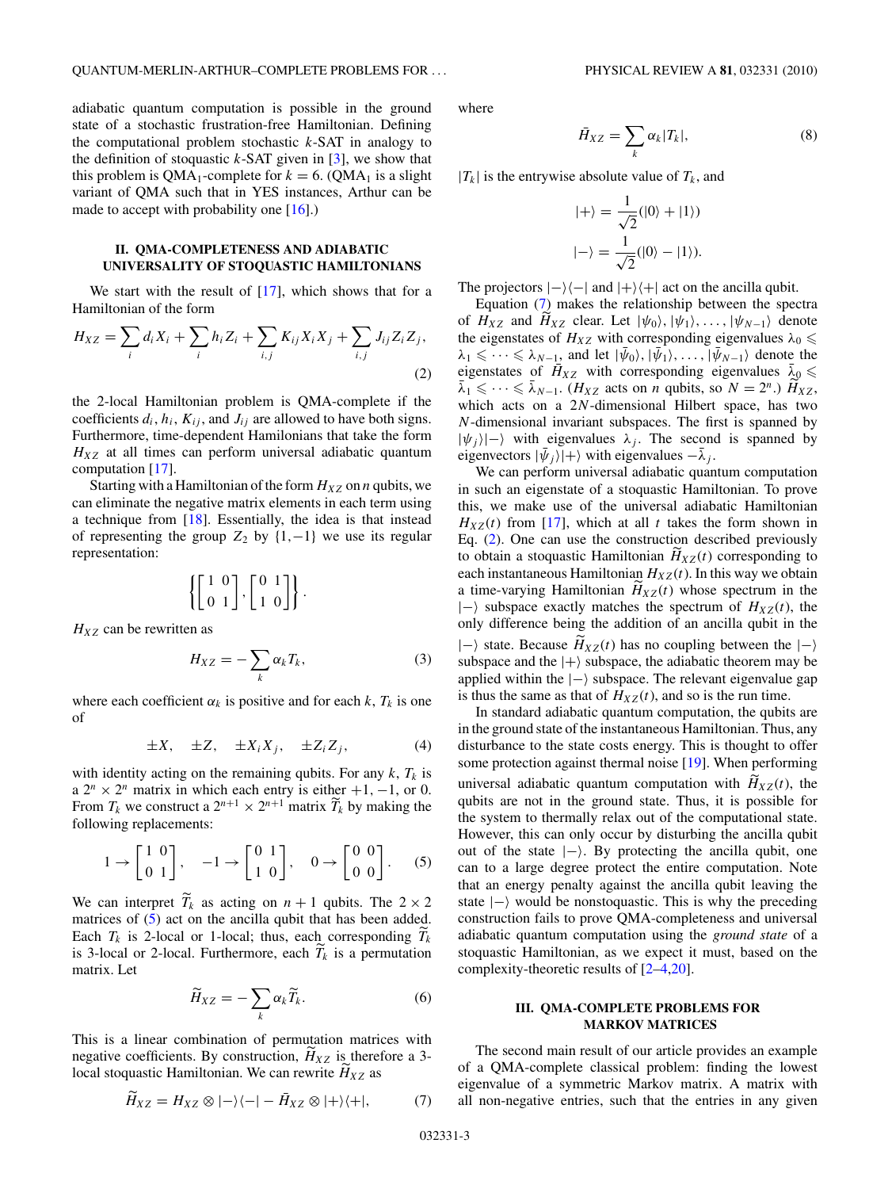adiabatic quantum computation is possible in the ground state of a stochastic frustration-free Hamiltonian. Defining the computational problem stochastic $k$-SAT in analogy to the definition of stoquastic $k$-SAT given in [3], we show that this problem is $\text{QMA}_1$-complete for $k = 6$. ($\text{QMA}_1$ is a slight variant of QMA such that in YES instances, Arthur can be made to accept with probability one [16].)

## II. QMA-COMPLETENESS AND ADIABATIC UNIVERSALITY OF STOQUASTIC HAMILTONIANS

We start with the result of [17], which shows that for a Hamiltonian of the form

$$H_{XZ} = \sum_i d_i X_i + \sum_i h_i Z_i + \sum_{i,j} K_{ij} X_i X_j + \sum_{i,j} J_{ij} Z_i Z_j, \tag{2}$$

the 2-local Hamiltonian problem is QMA-complete if the coefficients $d_i, h_i, K_{ij}$, and $J_{ij}$ are allowed to have both signs. Furthermore, time-dependent Hamilonians that take the form $H_{XZ}$ at all times can perform universal adiabatic quantum computation [17].

Starting with a Hamiltonian of the form $H_{XZ}$ on $n$ qubits, we can eliminate the negative matrix elements in each term using a technique from [18]. Essentially, the idea is that instead of representing the group $Z_2$ by $\{1, -1\}$ we use its regular representation:

$$\left\{ \begin{bmatrix} 1 & 0 \\ 0 & 1 \end{bmatrix}, \begin{bmatrix} 0 & 1 \\ 1 & 0 \end{bmatrix} \right\}.$$

$H_{XZ}$ can be rewritten as

$$H_{XZ} = -\sum_k \alpha_k T_k, \tag{3}$$

where each coefficient $\alpha_k$ is positive and for each $k$, $T_k$ is one of

$$\pm X, \quad \pm Z, \quad \pm X_i X_j, \quad \pm Z_i Z_j, \tag{4}$$

with identity acting on the remaining qubits. For any $k$, $T_k$ is a $2^n \times 2^n$ matrix in which each entry is either $+1$, $-1$, or 0. From $T_k$ we construct a $2^{n+1} \times 2^{n+1}$ matrix $\widetilde{T}_k$ by making the following replacements:

$$1 \rightarrow \begin{bmatrix} 1 & 0 \\ 0 & 1 \end{bmatrix}, \quad -1 \rightarrow \begin{bmatrix} 0 & 1 \\ 1 & 0 \end{bmatrix}, \quad 0 \rightarrow \begin{bmatrix} 0 & 0 \\ 0 & 0 \end{bmatrix}. \tag{5}$$

We can interpret $\widetilde{T}_k$ as acting on $n+1$ qubits. The $2 \times 2$ matrices of (5) act on the ancilla qubit that has been added. Each $T_k$ is 2-local or 1-local; thus, each corresponding $\widetilde{T}_k$ is 3-local or 2-local. Furthermore, each $\widetilde{T}_k$ is a permutation matrix. Let

$$\widetilde{H}_{XZ} = -\sum_k \alpha_k \widetilde{T}_k. \tag{6}$$

This is a linear combination of permutation matrices with negative coefficients. By construction, $\widetilde{H}_{XZ}$ is therefore a 3-local stoquastic Hamiltonian. We can rewrite $\widetilde{H}_{XZ}$ as

$$\widetilde{H}_{XZ} = H_{XZ} \otimes |-\rangle\langle -| - \bar{H}_{XZ} \otimes |+\rangle\langle +|, \tag{7}$$

where

$$\bar{H}_{XZ} = \sum_k \alpha_k |T_k|, \tag{8}$$

$|T_k|$ is the entrywise absolute value of $T_k$, and

$$|+\rangle = \frac{1}{\sqrt{2}}(|0\rangle + |1\rangle)$$
$$|-\rangle = \frac{1}{\sqrt{2}}(|0\rangle - |1\rangle).$$

The projectors $|-\rangle\langle -|$ and $|+\rangle\langle +|$ act on the ancilla qubit.

Equation (7) makes the relationship between the spectra of $H_{XZ}$ and $\widetilde{H}_{XZ}$ clear. Let $|\psi_0\rangle, |\psi_1\rangle, \ldots, |\psi_{N-1}\rangle$ denote the eigenstates of $H_{XZ}$ with corresponding eigenvalues $\lambda_0 \leqslant \lambda_1 \leqslant \cdots \leqslant \lambda_{N-1}$, and let $|\bar{\psi}_0\rangle, |\bar{\psi}_1\rangle, \ldots, |\bar{\psi}_{N-1}\rangle$ denote the eigenstates of $\bar{H}_{XZ}$ with corresponding eigenvalues $\bar{\lambda}_0 \leqslant \bar{\lambda}_1 \leqslant \cdots \leqslant \bar{\lambda}_{N-1}$. ($H_{XZ}$ acts on $n$ qubits, so $N = 2^n$.) $\widetilde{H}_{XZ}$, which acts on a $2N$-dimensional Hilbert space, has two $N$-dimensional invariant subspaces. The first is spanned by $|\psi_j\rangle|-\rangle$ with eigenvalues $\lambda_j$. The second is spanned by eigenvectors $|\bar{\psi}_j\rangle|+\rangle$ with eigenvalues $-\bar{\lambda}_j$.

We can perform universal adiabatic quantum computation in such an eigenstate of a stoquastic Hamiltonian. To prove this, we make use of the universal adiabatic Hamiltonian $H_{XZ}(t)$ from [17], which at all $t$ takes the form shown in Eq. (2). One can use the construction described previously to obtain a stoquastic Hamiltonian $\widetilde{H}_{XZ}(t)$ corresponding to each instantaneous Hamiltonian $H_{XZ}(t)$. In this way we obtain a time-varying Hamiltonian $\widetilde{H}_{XZ}(t)$ whose spectrum in the $|-\rangle$ subspace exactly matches the spectrum of $H_{XZ}(t)$, the only difference being the addition of an ancilla qubit in the $|-\rangle$ state. Because $\widetilde{H}_{XZ}(t)$ has no coupling between the $|-\rangle$ subspace and the $|+\rangle$ subspace, the adiabatic theorem may be applied within the $|-\rangle$ subspace. The relevant eigenvalue gap is thus the same as that of $H_{XZ}(t)$, and so is the run time.

In standard adiabatic quantum computation, the qubits are in the ground state of the instantaneous Hamiltonian. Thus, any disturbance to the state costs energy. This is thought to offer some protection against thermal noise [19]. When performing universal adiabatic quantum computation with $\widetilde{H}_{XZ}(t)$, the qubits are not in the ground state. Thus, it is possible for the system to thermally relax out of the computational state. However, this can only occur by disturbing the ancilla qubit out of the state $|-\rangle$. By protecting the ancilla qubit, one can to a large degree protect the entire computation. Note that an energy penalty against the ancilla qubit leaving the state $|-\rangle$ would be nonstoquastic. This is why the preceding construction fails to prove QMA-completeness and universal adiabatic quantum computation using the *ground state* of a stoquastic Hamiltonian, as we expect it must, based on the complexity-theoretic results of [2–4,20].

## III. QMA-COMPLETE PROBLEMS FOR MARKOV MATRICES

The second main result of our article provides an example of a QMA-complete classical problem: finding the lowest eigenvalue of a symmetric Markov matrix. A matrix with all non-negative entries, such that the entries in any given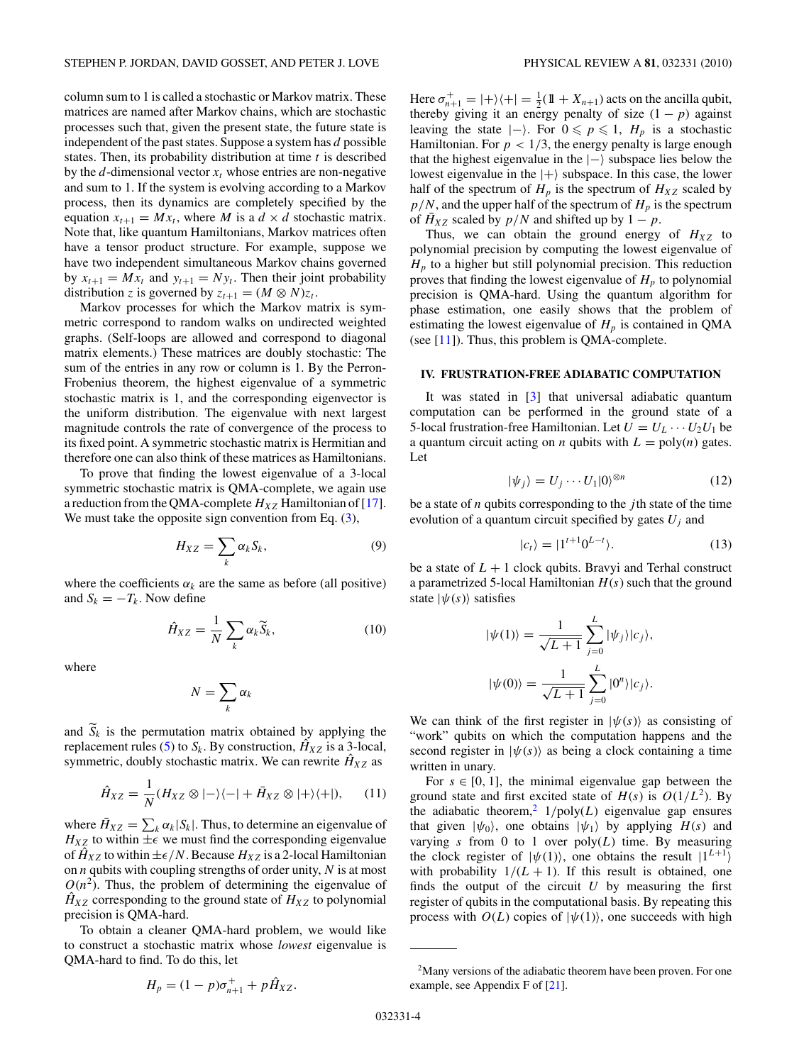column sum to 1 is called a stochastic or Markov matrix. These matrices are named after Markov chains, which are stochastic processes such that, given the present state, the future state is independent of the past states. Suppose a system has $d$ possible states. Then, its probability distribution at time $t$ is described by the $d$-dimensional vector $x_t$ whose entries are non-negative and sum to 1. If the system is evolving according to a Markov process, then its dynamics are completely specified by the equation $x_{t+1} = Mx_t$, where $M$ is a $d \times d$ stochastic matrix. Note that, like quantum Hamiltonians, Markov matrices often have a tensor product structure. For example, suppose we have two independent simultaneous Markov chains governed by $x_{t+1} = Mx_t$ and $y_{t+1} = Ny_t$. Then their joint probability distribution $z$ is governed by $z_{t+1} = (M \otimes N)z_t$.

Markov processes for which the Markov matrix is symmetric correspond to random walks on undirected weighted graphs. (Self-loops are allowed and correspond to diagonal matrix elements.) These matrices are doubly stochastic: The sum of the entries in any row or column is 1. By the Perron-Frobenius theorem, the highest eigenvalue of a symmetric stochastic matrix is 1, and the corresponding eigenvector is the uniform distribution. The eigenvalue with next largest magnitude controls the rate of convergence of the process to its fixed point. A symmetric stochastic matrix is Hermitian and therefore one can also think of these matrices as Hamiltonians.

To prove that finding the lowest eigenvalue of a 3-local symmetric stochastic matrix is QMA-complete, we again use a reduction from the QMA-complete $H_{XZ}$ Hamiltonian of [17]. We must take the opposite sign convention from Eq. (3),

$$H_{XZ} = \sum_k \alpha_k S_k, \tag{9}$$

where the coefficients $\alpha_k$ are the same as before (all positive) and $S_k = -T_k$. Now define

$$\hat{H}_{XZ} = \frac{1}{N} \sum_k \alpha_k \widetilde{S}_k, \tag{10}$$

where

$$N = \sum_k \alpha_k$$

and $\widetilde{S}_k$ is the permutation matrix obtained by applying the replacement rules (5) to $S_k$. By construction, $\hat{H}_{XZ}$ is a 3-local, symmetric, doubly stochastic matrix. We can rewrite $\hat{H}_{XZ}$ as

$$\hat{H}_{XZ} = \frac{1}{N}(H_{XZ} \otimes |-\rangle\langle-| + \bar{H}_{XZ} \otimes |+\rangle\langle+|), \tag{11}$$

where $\bar{H}_{XZ} = \sum_k \alpha_k |S_k|$. Thus, to determine an eigenvalue of $H_{XZ}$ to within $\pm\epsilon$ we must find the corresponding eigenvalue of $\hat{H}_{XZ}$ to within $\pm\epsilon/N$. Because $H_{XZ}$ is a 2-local Hamiltonian on $n$ qubits with coupling strengths of order unity, $N$ is at most $O(n^2)$. Thus, the problem of determining the eigenvalue of $\hat{H}_{XZ}$ corresponding to the ground state of $H_{XZ}$ to polynomial precision is QMA-hard.

To obtain a cleaner QMA-hard problem, we would like to construct a stochastic matrix whose *lowest* eigenvalue is QMA-hard to find. To do this, let

$$H_p = (1-p)\sigma^+_{n+1} + p\hat{H}_{XZ}.$$

Here $\sigma^+_{n+1} = |+\rangle\langle+| = \frac{1}{2}(\mathbb{1} + X_{n+1})$ acts on the ancilla qubit, thereby giving it an energy penalty of size $(1-p)$ against leaving the state $|-\rangle$. For $0 \leqslant p \leqslant 1$, $H_p$ is a stochastic Hamiltonian. For $p < 1/3$, the energy penalty is large enough that the highest eigenvalue in the $|-\rangle$ subspace lies below the lowest eigenvalue in the $|+\rangle$ subspace. In this case, the lower half of the spectrum of $H_p$ is the spectrum of $H_{XZ}$ scaled by $p/N$, and the upper half of the spectrum of $H_p$ is the spectrum of $\bar{H}_{XZ}$ scaled by $p/N$ and shifted up by $1-p$.

Thus, we can obtain the ground energy of $H_{XZ}$ to polynomial precision by computing the lowest eigenvalue of $H_p$ to a higher but still polynomial precision. This reduction proves that finding the lowest eigenvalue of $H_p$ to polynomial precision is QMA-hard. Using the quantum algorithm for phase estimation, one easily shows that the problem of estimating the lowest eigenvalue of $H_p$ is contained in QMA (see [11]). Thus, this problem is QMA-complete.

## IV. FRUSTRATION-FREE ADIABATIC COMPUTATION

It was stated in [3] that universal adiabatic quantum computation can be performed in the ground state of a 5-local frustration-free Hamiltonian. Let $U = U_L \cdots U_2 U_1$ be a quantum circuit acting on $n$ qubits with $L = \text{poly}(n)$ gates. Let

$$|\psi_j\rangle = U_j \cdots U_1 |0\rangle^{\otimes n} \tag{12}$$

be a state of $n$ qubits corresponding to the $j$th state of the time evolution of a quantum circuit specified by gates $U_j$ and

$$|c_t\rangle = |1^{t+1} 0^{L-t}\rangle. \tag{13}$$

be a state of $L+1$ clock qubits. Bravyi and Terhal construct a parametrized 5-local Hamiltonian $H(s)$ such that the ground state $|\psi(s)\rangle$ satisfies

$$|\psi(1)\rangle = \frac{1}{\sqrt{L+1}} \sum_{j=0}^{L} |\psi_j\rangle |c_j\rangle,$$

$$|\psi(0)\rangle = \frac{1}{\sqrt{L+1}} \sum_{j=0}^{L} |0^n\rangle |c_j\rangle.$$

We can think of the first register in $|\psi(s)\rangle$ as consisting of "work" qubits on which the computation happens and the second register in $|\psi(s)\rangle$ as being a clock containing a time written in unary.

For $s \in [0,1]$, the minimal eigenvalue gap between the ground state and first excited state of $H(s)$ is $O(1/L^2)$. By the adiabatic theorem,[2] $1/\text{poly}(L)$ eigenvalue gap ensures that given $|\psi_0\rangle$, one obtains $|\psi_1\rangle$ by applying $H(s)$ and varying $s$ from 0 to 1 over poly($L$) time. By measuring the clock register of $|\psi(1)\rangle$, one obtains the result $|1^{L+1}\rangle$ with probability $1/(L+1)$. If this result is obtained, one finds the output of the circuit $U$ by measuring the first register of qubits in the computational basis. By repeating this process with $O(L)$ copies of $|\psi(1)\rangle$, one succeeds with high

[2] Many versions of the adiabatic theorem have been proven. For one example, see Appendix F of [21].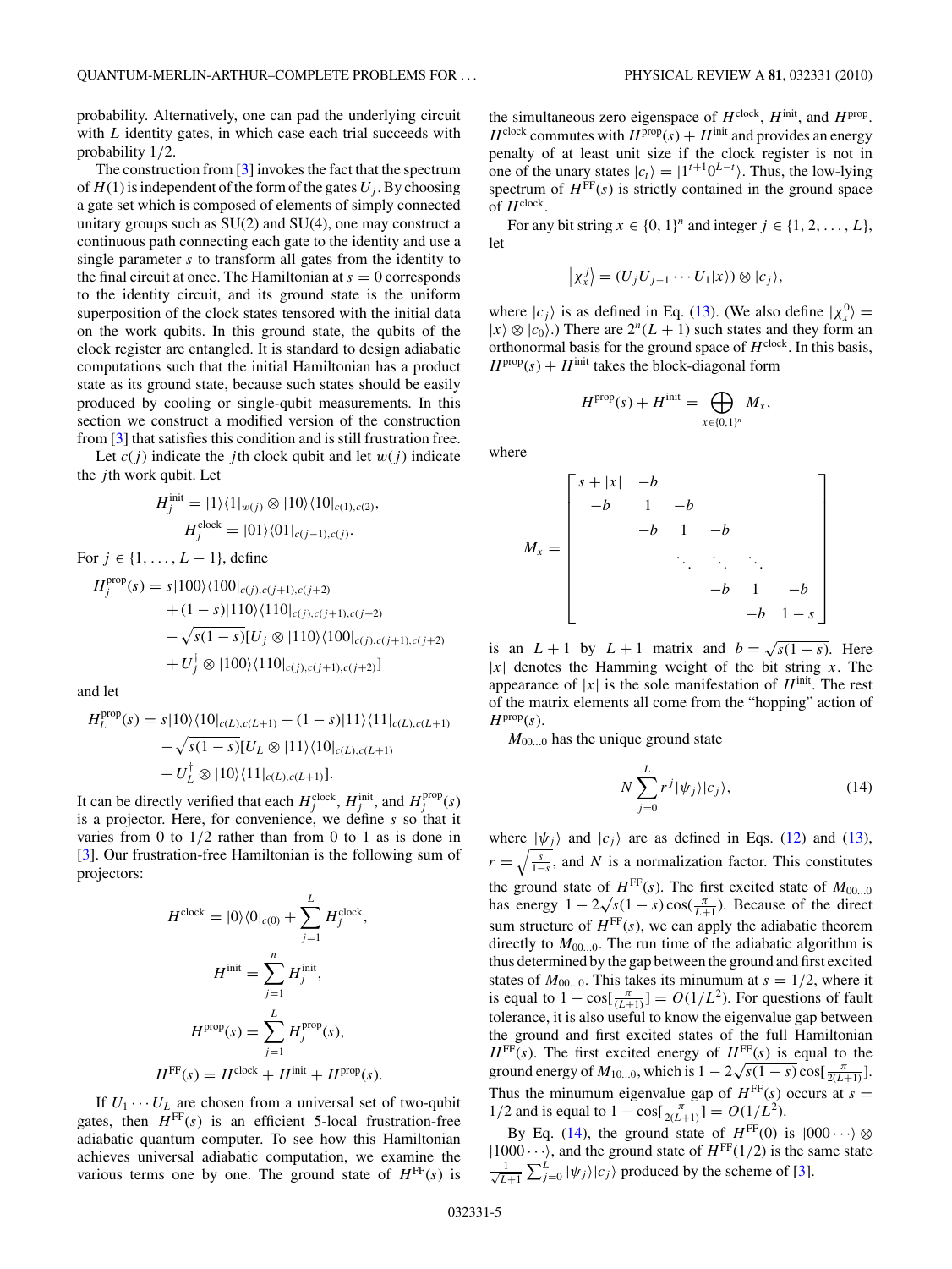probability. Alternatively, one can pad the underlying circuit with $L$ identity gates, in which case each trial succeeds with probability 1/2.

The construction from [3] invokes the fact that the spectrum of $H(1)$ is independent of the form of the gates $U_j$. By choosing a gate set which is composed of elements of simply connected unitary groups such as SU(2) and SU(4), one may construct a continuous path connecting each gate to the identity and use a single parameter $s$ to transform all gates from the identity to the final circuit at once. The Hamiltonian at $s = 0$ corresponds to the identity circuit, and its ground state is the uniform superposition of the clock states tensored with the initial data on the work qubits. In this ground state, the qubits of the clock register are entangled. It is standard to design adiabatic computations such that the initial Hamiltonian has a product state as its ground state, because such states should be easily produced by cooling or single-qubit measurements. In this section we construct a modified version of the construction from [3] that satisfies this condition and is still frustration free.

Let $c(j)$ indicate the $j$th clock qubit and let $w(j)$ indicate the $j$th work qubit. Let

$$H_j^{\text{init}} = |1\rangle\langle 1|_{w(j)} \otimes |10\rangle\langle 10|_{c(1),c(2)},$$
$$H_j^{\text{clock}} = |01\rangle\langle 01|_{c(j-1),c(j)}.$$

For $j \in \{1, \ldots, L-1\}$, define

$$\begin{aligned}
H_j^{\text{prop}}(s) = {} & s|100\rangle\langle 100|_{c(j),c(j+1),c(j+2)} \\
& + (1-s)|110\rangle\langle 110|_{c(j),c(j+1),c(j+2)} \\
& - \sqrt{s(1-s)}[U_j \otimes |110\rangle\langle 100|_{c(j),c(j+1),c(j+2)} \\
& + U_j^\dagger \otimes |100\rangle\langle 110|_{c(j),c(j+1),c(j+2)}]
\end{aligned}$$

and let

$$\begin{aligned}
H_L^{\text{prop}}(s) = {} & s|10\rangle\langle 10|_{c(L),c(L+1)} + (1-s)|11\rangle\langle 11|_{c(L),c(L+1)} \\
& - \sqrt{s(1-s)}[U_L \otimes |11\rangle\langle 10|_{c(L),c(L+1)} \\
& + U_L^\dagger \otimes |10\rangle\langle 11|_{c(L),c(L+1)}].
\end{aligned}$$

It can be directly verified that each $H_j^{\text{clock}}$, $H_j^{\text{init}}$, and $H_j^{\text{prop}}(s)$ is a projector. Here, for convenience, we define $s$ so that it varies from 0 to 1/2 rather than from 0 to 1 as is done in [3]. Our frustration-free Hamiltonian is the following sum of projectors:

$$H^{\text{clock}} = |0\rangle\langle 0|_{c(0)} + \sum_{j=1}^{L} H_j^{\text{clock}},$$

$$H^{\text{init}} = \sum_{j=1}^{n} H_j^{\text{init}},$$

$$H^{\text{prop}}(s) = \sum_{j=1}^{L} H_j^{\text{prop}}(s),$$

$$H^{\text{FF}}(s) = H^{\text{clock}} + H^{\text{init}} + H^{\text{prop}}(s).$$

If $U_1 \cdots U_L$ are chosen from a universal set of two-qubit gates, then $H^{\text{FF}}(s)$ is an efficient 5-local frustration-free adiabatic quantum computer. To see how this Hamiltonian achieves universal adiabatic computation, we examine the various terms one by one. The ground state of $H^{\text{FF}}(s)$ is the simultaneous zero eigenspace of $H^{\text{clock}}$, $H^{\text{init}}$, and $H^{\text{prop}}$. $H^{\text{clock}}$ commutes with $H^{\text{prop}}(s) + H^{\text{init}}$ and provides an energy penalty of at least unit size if the clock register is not in one of the unary states $|c_t\rangle = |1^{t+1}0^{L-t}\rangle$. Thus, the low-lying spectrum of $H^{\text{FF}}(s)$ is strictly contained in the ground space of $H^{\text{clock}}$.

For any bit string $x \in \{0,1\}^n$ and integer $j \in \{1, 2, \ldots, L\}$, let

$$|\chi_x^j\rangle = (U_j U_{j-1} \cdots U_1 |x\rangle) \otimes |c_j\rangle,$$

where $|c_j\rangle$ is as defined in Eq. (13). (We also define $|\chi_x^0\rangle = |x\rangle \otimes |c_0\rangle$.) There are $2^n(L+1)$ such states and they form an orthonormal basis for the ground space of $H^{\text{clock}}$. In this basis, $H^{\text{prop}}(s) + H^{\text{init}}$ takes the block-diagonal form

$$H^{\text{prop}}(s) + H^{\text{init}} = \bigoplus_{x \in \{0,1\}^n} M_x,$$

where

$$M_x = \begin{bmatrix} s + |x| & -b & & & & \\ -b & 1 & -b & & & \\ & -b & 1 & -b & & \\ & & \ddots & \ddots & \ddots & \\ & & & -b & 1 & -b \\ & & & & -b & 1-s \end{bmatrix}$$

is an $L+1$ by $L+1$ matrix and $b = \sqrt{s(1-s)}$. Here $|x|$ denotes the Hamming weight of the bit string $x$. The appearance of $|x|$ is the sole manifestation of $H^{\text{init}}$. The rest of the matrix elements all come from the "hopping" action of $H^{\text{prop}}(s)$.

$M_{00\ldots 0}$ has the unique ground state

$$N \sum_{j=0}^{L} r^j |\psi_j\rangle |c_j\rangle, \tag{14}$$

where $|\psi_j\rangle$ and $|c_j\rangle$ are as defined in Eqs. (12) and (13), $r = \sqrt{\frac{s}{1-s}}$, and $N$ is a normalization factor. This constitutes the ground state of $H^{\text{FF}}(s)$. The first excited state of $M_{00\ldots 0}$ has energy $1 - 2\sqrt{s(1-s)}\cos(\frac{\pi}{L+1})$. Because of the direct sum structure of $H^{\text{FF}}(s)$, we can apply the adiabatic theorem directly to $M_{00\ldots 0}$. The run time of the adiabatic algorithm is thus determined by the gap between the ground and first excited states of $M_{00\ldots 0}$. This takes its minumum at $s = 1/2$, where it is equal to $1 - \cos[\frac{\pi}{(L+1)}] = O(1/L^2)$. For questions of fault tolerance, it is also useful to know the eigenvalue gap between the ground and first excited states of the full Hamiltonian $H^{\text{FF}}(s)$. The first excited energy of $H^{\text{FF}}(s)$ is equal to the ground energy of $M_{10\ldots 0}$, which is $1 - 2\sqrt{s(1-s)}\cos[\frac{\pi}{2(L+1)}]$. Thus the minumum eigenvalue gap of $H^{\text{FF}}(s)$ occurs at $s = 1/2$ and is equal to $1 - \cos[\frac{\pi}{2(L+1)}] = O(1/L^2)$.

By Eq. (14), the ground state of $H^{\text{FF}}(0)$ is $|000\cdots\rangle \otimes |1000\cdots\rangle$, and the ground state of $H^{\text{FF}}(1/2)$ is the same state $\frac{1}{\sqrt{L+1}} \sum_{j=0}^{L} |\psi_j\rangle |c_j\rangle$ produced by the scheme of [3].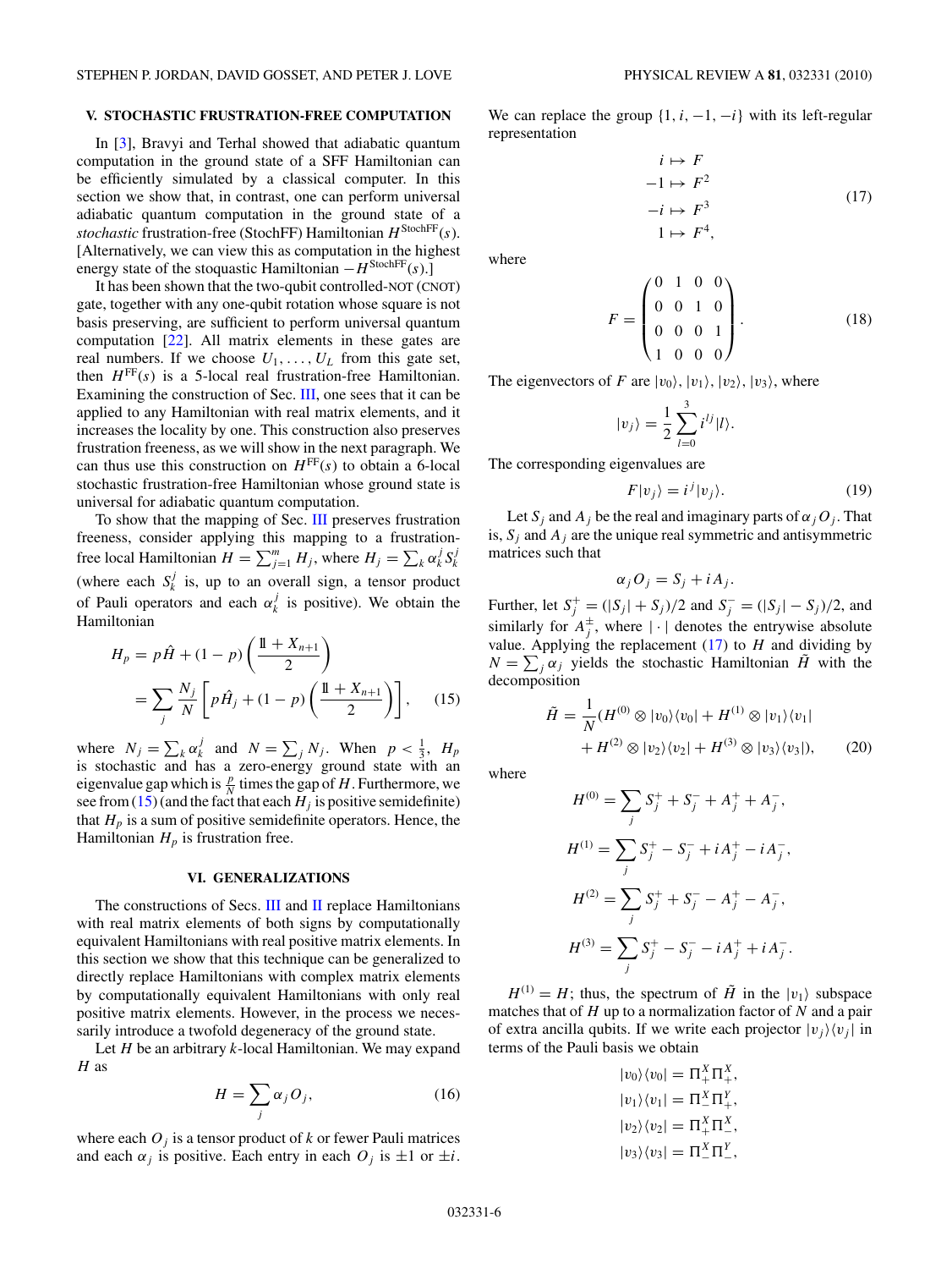## V. STOCHASTIC FRUSTRATION-FREE COMPUTATION

In [3], Bravyi and Terhal showed that adiabatic quantum computation in the ground state of a SFF Hamiltonian can be efficiently simulated by a classical computer. In this section we show that, in contrast, one can perform universal adiabatic quantum computation in the ground state of a *stochastic* frustration-free (StochFF) Hamiltonian $H^{\text{StochFF}}(s)$. [Alternatively, we can view this as computation in the highest energy state of the stoquastic Hamiltonian $-H^{\text{StochFF}}(s)$.]

It has been shown that the two-qubit controlled-NOT (CNOT) gate, together with any one-qubit rotation whose square is not basis preserving, are sufficient to perform universal quantum computation [22]. All matrix elements in these gates are real numbers. If we choose $U_1, \ldots, U_L$ from this gate set, then $H^{\text{FF}}(s)$ is a 5-local real frustration-free Hamiltonian. Examining the construction of Sec. III, one sees that it can be applied to any Hamiltonian with real matrix elements, and it increases the locality by one. This construction also preserves frustration freeness, as we will show in the next paragraph. We can thus use this construction on $H^{\text{FF}}(s)$ to obtain a 6-local stochastic frustration-free Hamiltonian whose ground state is universal for adiabatic quantum computation.

To show that the mapping of Sec. III preserves frustration freeness, consider applying this mapping to a frustration-free local Hamiltonian $H = \sum_{j=1}^{m} H_j$, where $H_j = \sum_k \alpha_k^j S_k^j$ (where each $S_k^j$ is, up to an overall sign, a tensor product of Pauli operators and each $\alpha_k^j$ is positive). We obtain the Hamiltonian

$$
\begin{aligned}
H_p &= p\hat{H} + (1-p)\left(\frac{\mathbb{1} + X_{n+1}}{2}\right) \\
&= \sum_j \frac{N_j}{N}\left[p\hat{H}_j + (1-p)\left(\frac{\mathbb{1} + X_{n+1}}{2}\right)\right],
\end{aligned} \tag{15}
$$

where $N_j = \sum_k \alpha_k^j$ and $N = \sum_j N_j$. When $p < \frac{1}{3}$, $H_p$ is stochastic and has a zero-energy ground state with an eigenvalue gap which is $\frac{p}{N}$ times the gap of $H$. Furthermore, we see from (15) (and the fact that each $H_j$ is positive semidefinite) that $H_p$ is a sum of positive semidefinite operators. Hence, the Hamiltonian $H_p$ is frustration free.

## VI. GENERALIZATIONS

The constructions of Secs. III and II replace Hamiltonians with real matrix elements of both signs by computationally equivalent Hamiltonians with real positive matrix elements. In this section we show that this technique can be generalized to directly replace Hamiltonians with complex matrix elements by computationally equivalent Hamiltonians with only real positive matrix elements. However, in the process we necessarily introduce a twofold degeneracy of the ground state.

Let $H$ be an arbitrary $k$-local Hamiltonian. We may expand $H$ as

$$
H = \sum_j \alpha_j O_j, \tag{16}
$$

where each $O_j$ is a tensor product of $k$ or fewer Pauli matrices and each $\alpha_j$ is positive. Each entry in each $O_j$ is $\pm 1$ or $\pm i$. We can replace the group $\{1, i, -1, -i\}$ with its left-regular representation

$$
\begin{aligned}
i &\mapsto F \\
-1 &\mapsto F^2 \\
-i &\mapsto F^3 \\
1 &\mapsto F^4,
\end{aligned} \tag{17}
$$

where

$$
F = \begin{pmatrix} 0 & 1 & 0 & 0 \\ 0 & 0 & 1 & 0 \\ 0 & 0 & 0 & 1 \\ 1 & 0 & 0 & 0 \end{pmatrix}. \tag{18}
$$

The eigenvectors of $F$ are $|v_0\rangle, |v_1\rangle, |v_2\rangle, |v_3\rangle$, where

$$
|v_j\rangle = \frac{1}{2}\sum_{l=0}^{3} i^{lj}|l\rangle.
$$

The corresponding eigenvalues are

$$
F|v_j\rangle = i^j|v_j\rangle. \tag{19}
$$

Let $S_j$ and $A_j$ be the real and imaginary parts of $\alpha_j O_j$. That is, $S_j$ and $A_j$ are the unique real symmetric and antisymmetric matrices such that

$$
\alpha_j O_j = S_j + iA_j.
$$

Further, let $S_j^+ = (|S_j| + S_j)/2$ and $S_j^- = (|S_j| - S_j)/2$, and similarly for $A_j^{\pm}$, where $|\cdot|$ denotes the entrywise absolute value. Applying the replacement (17) to $H$ and dividing by $N = \sum_j \alpha_j$ yields the stochastic Hamiltonian $\tilde{H}$ with the decomposition

$$
\begin{aligned}
\tilde{H} = \frac{1}{N}(&H^{(0)} \otimes |v_0\rangle\langle v_0| + H^{(1)} \otimes |v_1\rangle\langle v_1| \\
&+ H^{(2)} \otimes |v_2\rangle\langle v_2| + H^{(3)} \otimes |v_3\rangle\langle v_3|),
\end{aligned} \tag{20}
$$

where

$$
\begin{aligned}
H^{(0)} &= \sum_j S_j^+ + S_j^- + A_j^+ + A_j^-, \\
H^{(1)} &= \sum_j S_j^+ - S_j^- + iA_j^+ - iA_j^-, \\
H^{(2)} &= \sum_j S_j^+ + S_j^- - A_j^+ - A_j^-, \\
H^{(3)} &= \sum_j S_j^+ - S_j^- - iA_j^+ + iA_j^-.
\end{aligned}
$$

$H^{(1)} = H$; thus, the spectrum of $\tilde{H}$ in the $|v_1\rangle$ subspace matches that of $H$ up to a normalization factor of $N$ and a pair of extra ancilla qubits. If we write each projector $|v_j\rangle\langle v_j|$ in terms of the Pauli basis we obtain

$$
\begin{aligned}
|v_0\rangle\langle v_0| &= \Pi_+^X \Pi_+^X, \\
|v_1\rangle\langle v_1| &= \Pi_-^X \Pi_+^Y, \\
|v_2\rangle\langle v_2| &= \Pi_+^X \Pi_-^X, \\
|v_3\rangle\langle v_3| &= \Pi_-^X \Pi_-^Y,
\end{aligned}
$$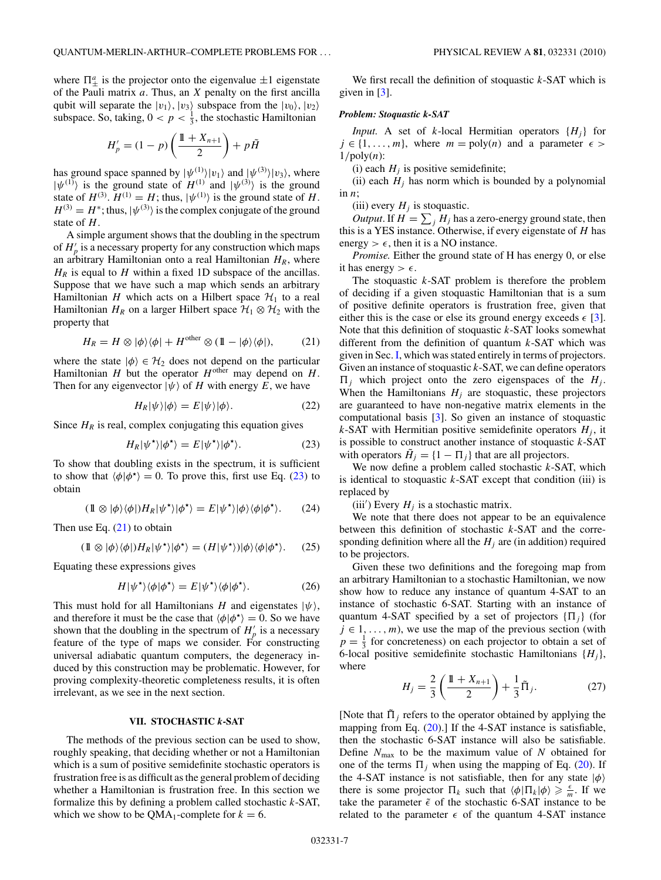where $\Pi_{\pm}^{a}$ is the projector onto the eigenvalue $\pm 1$ eigenstate of the Pauli matrix $a$. Thus, an $X$ penalty on the first ancilla qubit will separate the $|v_1\rangle$, $|v_3\rangle$ subspace from the $|v_0\rangle$, $|v_2\rangle$ subspace. So, taking, $0 < p < \frac{1}{3}$, the stochastic Hamiltonian

$$H_p' = (1-p)\left(\frac{\mathbb{1} + X_{n+1}}{2}\right) + p\tilde{H}$$

has ground space spanned by $|\psi^{(1)}\rangle|v_1\rangle$ and $|\psi^{(3)}\rangle|v_3\rangle$, where $|\psi^{(1)}\rangle$ is the ground state of $H^{(1)}$ and $|\psi^{(3)}\rangle$ is the ground state of $H^{(3)}$. $H^{(1)} = H$; thus, $|\psi^{(1)}\rangle$ is the ground state of $H$. $H^{(3)} = H^*$; thus, $|\psi^{(3)}\rangle$ is the complex conjugate of the ground state of $H$.

A simple argument shows that the doubling in the spectrum of $H_p'$ is a necessary property for any construction which maps an arbitrary Hamiltonian onto a real Hamiltonian $H_R$, where $H_R$ is equal to $H$ within a fixed 1D subspace of the ancillas. Suppose that we have such a map which sends an arbitrary Hamiltonian $H$ which acts on a Hilbert space $\mathcal{H}_1$ to a real Hamiltonian $H_R$ on a larger Hilbert space $\mathcal{H}_1 \otimes \mathcal{H}_2$ with the property that

$$H_R = H \otimes |\phi\rangle\langle\phi| + H^{\text{other}} \otimes (\mathbb{1} - |\phi\rangle\langle\phi|), \tag{21}$$

where the state $|\phi\rangle \in \mathcal{H}_2$ does not depend on the particular Hamiltonian $H$ but the operator $H^{\text{other}}$ may depend on $H$. Then for any eigenvector $|\psi\rangle$ of $H$ with energy $E$, we have

$$H_R|\psi\rangle|\phi\rangle = E|\psi\rangle|\phi\rangle. \tag{22}$$

Since $H_R$ is real, complex conjugating this equation gives

$$H_R|\psi^\star\rangle|\phi^\star\rangle = E|\psi^\star\rangle|\phi^\star\rangle. \tag{23}$$

To show that doubling exists in the spectrum, it is sufficient to show that $\langle\phi|\phi^\star\rangle = 0$. To prove this, first use Eq. (23) to obtain

$$(\mathbb{1} \otimes |\phi\rangle\langle\phi|)H_R|\psi^\star\rangle|\phi^\star\rangle = E|\psi^\star\rangle|\phi\rangle\langle\phi|\phi^\star\rangle. \tag{24}$$

Then use Eq. (21) to obtain

$$(\mathbb{1} \otimes |\phi\rangle\langle\phi|)H_R|\psi^\star\rangle|\phi^\star\rangle = (H|\psi^\star\rangle)|\phi\rangle\langle\phi|\phi^\star\rangle. \tag{25}$$

Equating these expressions gives

$$H|\psi^\star\rangle\langle\phi|\phi^\star\rangle = E|\psi^\star\rangle\langle\phi|\phi^\star\rangle. \tag{26}$$

This must hold for all Hamiltonians $H$ and eigenstates $|\psi\rangle$, and therefore it must be the case that $\langle\phi|\phi^\star\rangle = 0$. So we have shown that the doubling in the spectrum of $H_p'$ is a necessary feature of the type of maps we consider. For constructing universal adiabatic quantum computers, the degeneracy induced by this construction may be problematic. However, for proving complexity-theoretic completeness results, it is often irrelevant, as we see in the next section.

## VII. STOCHASTIC $k$-SAT

The methods of the previous section can be used to show, roughly speaking, that deciding whether or not a Hamiltonian which is a sum of positive semidefinite stochastic operators is frustration free is as difficult as the general problem of deciding whether a Hamiltonian is frustration free. In this section we formalize this by defining a problem called stochastic $k$-SAT, which we show to be QMA$_1$-complete for $k = 6$.

We first recall the definition of stoquastic $k$-SAT which is given in [3].

***Problem: Stoquastic k-SAT***

*Input.* A set of $k$-local Hermitian operators $\{H_j\}$ for $j \in \{1,\ldots,m\}$, where $m = \text{poly}(n)$ and a parameter $\epsilon > 1/\text{poly}(n)$:

(i) each $H_j$ is positive semidefinite;

(ii) each $H_j$ has norm which is bounded by a polynomial in $n$;

(iii) every $H_j$ is stoquastic.

*Output.* If $H = \sum_j H_j$ has a zero-energy ground state, then this is a YES instance. Otherwise, if every eigenstate of $H$ has energy $> \epsilon$, then it is a NO instance.

*Promise.* Either the ground state of H has energy 0, or else it has energy $> \epsilon$.

The stoquastic $k$-SAT problem is therefore the problem of deciding if a given stoquastic Hamiltonian that is a sum of positive definite operators is frustration free, given that either this is the case or else its ground energy exceeds $\epsilon$ [3]. Note that this definition of stoquastic $k$-SAT looks somewhat different from the definition of quantum $k$-SAT which was given in Sec. I, which was stated entirely in terms of projectors. Given an instance of stoquastic $k$-SAT, we can define operators $\Pi_j$ which project onto the zero eigenspaces of the $H_j$. When the Hamiltonians $H_j$ are stoquastic, these projectors are guaranteed to have non-negative matrix elements in the computational basis [3]. So given an instance of stoquastic $k$-SAT with Hermitian positive semidefinite operators $H_j$, it is possible to construct another instance of stoquastic $k$-SAT with operators $\tilde{H}_j = \{1 - \Pi_j\}$ that are all projectors.

We now define a problem called stochastic $k$-SAT, which is identical to stoquastic $k$-SAT except that condition (iii) is replaced by

(iii′) Every $H_j$ is a stochastic matrix.

We note that there does not appear to be an equivalence between this definition of stochastic $k$-SAT and the corresponding definition where all the $H_j$ are (in addition) required to be projectors.

Given these two definitions and the foregoing map from an arbitrary Hamiltonian to a stochastic Hamiltonian, we now show how to reduce any instance of quantum 4-SAT to an instance of stochastic 6-SAT. Starting with an instance of quantum 4-SAT specified by a set of projectors $\{\Pi_j\}$ (for $j \in 1,\ldots,m$), we use the map of the previous section (with $p = \frac{1}{3}$ for concreteness) on each projector to obtain a set of 6-local positive semidefinite stochastic Hamiltonians $\{H_j\}$, where

$$H_j = \frac{2}{3}\left(\frac{\mathbb{1} + X_{n+1}}{2}\right) + \frac{1}{3}\tilde{\Pi}_j. \tag{27}$$

[Note that $\tilde{\Pi}_j$ refers to the operator obtained by applying the mapping from Eq. (20).] If the 4-SAT instance is satisfiable, then the stochastic 6-SAT instance will also be satisfiable. Define $N_{\max}$ to be the maximum value of $N$ obtained for one of the terms $\Pi_j$ when using the mapping of Eq. (20). If the 4-SAT instance is not satisfiable, then for any state $|\phi\rangle$ there is some projector $\Pi_k$ such that $\langle\phi|\Pi_k|\phi\rangle \geqslant \frac{\epsilon}{m}$. If we take the parameter $\tilde{\epsilon}$ of the stochastic 6-SAT instance to be related to the parameter $\epsilon$ of the quantum 4-SAT instance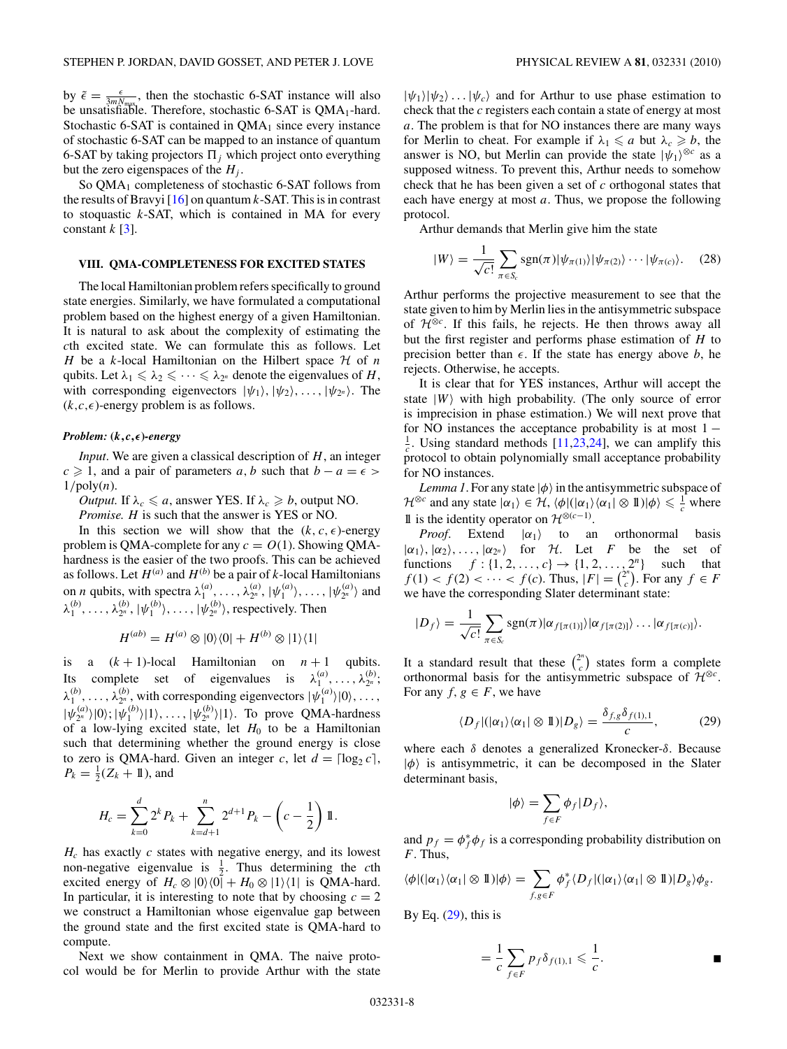by $\tilde{\epsilon} = \frac{\epsilon}{3mN_{\max}}$, then the stochastic 6-SAT instance will also be unsatisfiable. Therefore, stochastic 6-SAT is QMA$_1$-hard. Stochastic 6-SAT is contained in QMA$_1$ since every instance of stochastic 6-SAT can be mapped to an instance of quantum 6-SAT by taking projectors $\Pi_j$ which project onto everything but the zero eigenspaces of the $H_j$.

So QMA$_1$ completeness of stochastic 6-SAT follows from the results of Bravyi [16] on quantum $k$-SAT. This is in contrast to stoquastic $k$-SAT, which is contained in MA for every constant $k$ [3].

## VIII. QMA-COMPLETENESS FOR EXCITED STATES

The local Hamiltonian problem refers specifically to ground state energies. Similarly, we have formulated a computational problem based on the highest energy of a given Hamiltonian. It is natural to ask about the complexity of estimating the $c$th excited state. We can formulate this as follows. Let $H$ be a $k$-local Hamiltonian on the Hilbert space $\mathcal{H}$ of $n$ qubits. Let $\lambda_1 \leqslant \lambda_2 \leqslant \cdots \leqslant \lambda_{2^n}$ denote the eigenvalues of $H$, with corresponding eigenvectors $|\psi_1\rangle, |\psi_2\rangle, \ldots, |\psi_{2^n}\rangle$. The $(k,c,\epsilon)$-energy problem is as follows.

***Problem: $(k,c,\epsilon)$-energy***

*Input*. We are given a classical description of $H$, an integer $c \geqslant 1$, and a pair of parameters $a, b$ such that $b - a = \epsilon > 1/\text{poly}(n)$.

*Output*. If $\lambda_c \leqslant a$, answer YES. If $\lambda_c \geqslant b$, output NO.

*Promise*. $H$ is such that the answer is YES or NO.

In this section we will show that the $(k,c,\epsilon)$-energy problem is QMA-complete for any $c = O(1)$. Showing QMA-hardness is the easier of the two proofs. This can be achieved as follows. Let $H^{(a)}$ and $H^{(b)}$ be a pair of $k$-local Hamiltonians on $n$ qubits, with spectra $\lambda_1^{(a)}, \ldots, \lambda_{2^n}^{(a)}, |\psi_1^{(a)}\rangle, \ldots, |\psi_{2^n}^{(a)}\rangle$ and $\lambda_1^{(b)}, \ldots, \lambda_{2^n}^{(b)}, |\psi_1^{(b)}\rangle, \ldots, |\psi_{2^n}^{(b)}\rangle$, respectively. Then

$$H^{(ab)} = H^{(a)} \otimes |0\rangle\langle 0| + H^{(b)} \otimes |1\rangle\langle 1|$$

is a $(k+1)$-local Hamiltonian on $n+1$ qubits. Its complete set of eigenvalues is $\lambda_1^{(a)}, \ldots, \lambda_{2^n}^{(b)}$; $\lambda_1^{(b)}, \ldots, \lambda_{2^n}^{(b)}$, with corresponding eigenvectors $|\psi_1^{(a)}\rangle|0\rangle, \ldots, |\psi_{2^n}^{(a)}\rangle|0\rangle; |\psi_1^{(b)}\rangle|1\rangle, \ldots, |\psi_{2^n}^{(b)}\rangle|1\rangle$. To prove QMA-hardness of a low-lying excited state, let $H_0$ to be a Hamiltonian such that determining whether the ground energy is close to zero is QMA-hard. Given an integer $c$, let $d = \lceil \log_2 c \rceil$, $P_k = \frac{1}{2}(Z_k + \mathbb{1})$, and

$$H_c = \sum_{k=0}^{d} 2^k P_k + \sum_{k=d+1}^{n} 2^{d+1} P_k - \left(c - \frac{1}{2}\right)\mathbb{1}.$$

$H_c$ has exactly $c$ states with negative energy, and its lowest non-negative eigenvalue is $\frac{1}{2}$. Thus determining the $c$th excited energy of $H_c \otimes |0\rangle\langle 0| + H_0 \otimes |1\rangle\langle 1|$ is QMA-hard. In particular, it is interesting to note that by choosing $c = 2$ we construct a Hamiltonian whose eigenvalue gap between the ground state and the first excited state is QMA-hard to compute.

Next we show containment in QMA. The naive protocol would be for Merlin to provide Arthur with the state $|\psi_1\rangle|\psi_2\rangle \ldots |\psi_c\rangle$ and for Arthur to use phase estimation to check that the $c$ registers each contain a state of energy at most $a$. The problem is that for NO instances there are many ways for Merlin to cheat. For example if $\lambda_1 \leqslant a$ but $\lambda_c \geqslant b$, the answer is NO, but Merlin can provide the state $|\psi_1\rangle^{\otimes c}$ as a supposed witness. To prevent this, Arthur needs to somehow check that he has been given a set of $c$ orthogonal states that each have energy at most $a$. Thus, we propose the following protocol.

Arthur demands that Merlin give him the state

$$|W\rangle = \frac{1}{\sqrt{c!}} \sum_{\pi \in S_c} \text{sgn}(\pi)|\psi_{\pi(1)}\rangle|\psi_{\pi(2)}\rangle \cdots |\psi_{\pi(c)}\rangle. \quad (28)$$

Arthur performs the projective measurement to see that the state given to him by Merlin lies in the antisymmetric subspace of $\mathcal{H}^{\otimes c}$. If this fails, he rejects. He then throws away all but the first register and performs phase estimation of $H$ to precision better than $\epsilon$. If the state has energy above $b$, he rejects. Otherwise, he accepts.

It is clear that for YES instances, Arthur will accept the state $|W\rangle$ with high probability. (The only source of error is imprecision in phase estimation.) We will next prove that for NO instances the acceptance probability is at most $1 - \frac{1}{c}$. Using standard methods [11,23,24], we can amplify this protocol to obtain polynomially small acceptance probability for NO instances.

*Lemma 1*. For any state $|\phi\rangle$ in the antisymmetric subspace of $\mathcal{H}^{\otimes c}$ and any state $|\alpha_1\rangle \in \mathcal{H}$, $\langle\phi|(|\alpha_1\rangle\langle\alpha_1| \otimes \mathbb{1})|\phi\rangle \leqslant \frac{1}{c}$ where $\mathbb{1}$ is the identity operator on $\mathcal{H}^{\otimes(c-1)}$.

*Proof*. Extend $|\alpha_1\rangle$ to an orthonormal basis $|\alpha_1\rangle, |\alpha_2\rangle, \ldots, |\alpha_{2^n}\rangle$ for $\mathcal{H}$. Let $F$ be the set of functions $f: \{1,2,\ldots,c\} \to \{1,2,\ldots,2^n\}$ such that $f(1) < f(2) < \cdots < f(c)$. Thus, $|F| = \binom{2^n}{c}$. For any $f \in F$ we have the corresponding Slater determinant state:

$$|D_f\rangle = \frac{1}{\sqrt{c!}} \sum_{\pi \in S_c} \text{sgn}(\pi)|\alpha_{f[\pi(1)]}\rangle|\alpha_{f[\pi(2)]}\rangle \ldots |\alpha_{f[\pi(c)]}\rangle.$$

It a standard result that these $\binom{2^n}{c}$ states form a complete orthonormal basis for the antisymmetric subspace of $\mathcal{H}^{\otimes c}$. For any $f, g \in F$, we have

$$\langle D_f|(|\alpha_1\rangle\langle\alpha_1| \otimes \mathbb{1})|D_g\rangle = \frac{\delta_{f,g}\delta_{f(1),1}}{c}, \quad (29)$$

where each $\delta$ denotes a generalized Kronecker-$\delta$. Because $|\phi\rangle$ is antisymmetric, it can be decomposed in the Slater determinant basis,

$$|\phi\rangle = \sum_{f \in F} \phi_f |D_f\rangle,$$

and $p_f = \phi_f^* \phi_f$ is a corresponding probability distribution on $F$. Thus,

$$\langle\phi|(|\alpha_1\rangle\langle\alpha_1| \otimes \mathbb{1})|\phi\rangle = \sum_{f,g \in F} \phi_f^* \langle D_f|(|\alpha_1\rangle\langle\alpha_1| \otimes \mathbb{1})|D_g\rangle\phi_g.$$

By Eq. (29), this is

$$= \frac{1}{c} \sum_{f \in F} p_f \delta_{f(1),1} \leqslant \frac{1}{c}. \qquad \blacksquare$$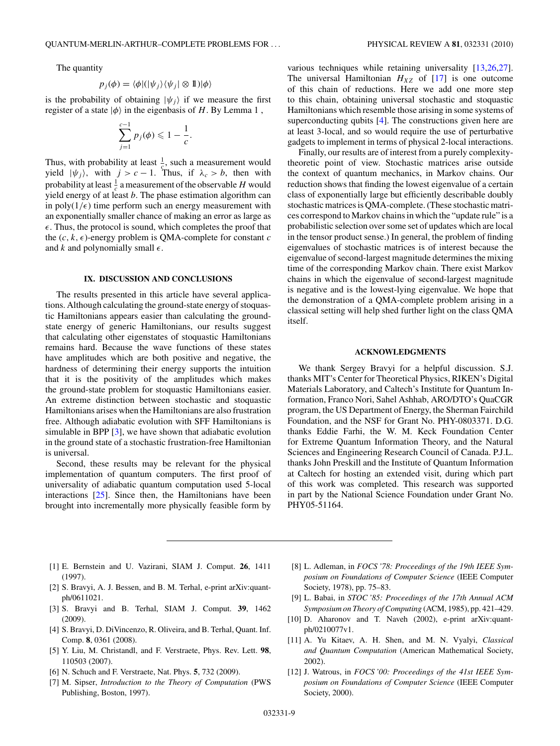The quantity

$$p_j(\phi) = \langle \phi | (|\psi_j\rangle\langle\psi_j| \otimes \mathbb{1}) | \phi \rangle$$

is the probability of obtaining $|\psi_j\rangle$ if we measure the first register of a state $|\phi\rangle$ in the eigenbasis of $H$. By Lemma 1 ,

$$\sum_{j=1}^{c-1} p_j(\phi) \leqslant 1 - \frac{1}{c}.$$

Thus, with probability at least $\frac{1}{c}$, such a measurement would yield $|\psi_j\rangle$, with $j > c-1$. Thus, if $\lambda_c > b$, then with probability at least $\frac{1}{c}$ a measurement of the observable $H$ would yield energy of at least $b$. The phase estimation algorithm can in poly$(1/\epsilon)$ time perform such an energy measurement with an exponentially smaller chance of making an error as large as $\epsilon$. Thus, the protocol is sound, which completes the proof that the $(c, k, \epsilon)$-energy problem is QMA-complete for constant $c$ and $k$ and polynomially small $\epsilon$.

## IX. DISCUSSION AND CONCLUSIONS

The results presented in this article have several applications. Although calculating the ground-state energy of stoquastic Hamiltonians appears easier than calculating the ground-state energy of generic Hamiltonians, our results suggest that calculating other eigenstates of stoquastic Hamiltonians remains hard. Because the wave functions of these states have amplitudes which are both positive and negative, the hardness of determining their energy supports the intuition that it is the positivity of the amplitudes which makes the ground-state problem for stoquastic Hamiltonians easier. An extreme distinction between stochastic and stoquastic Hamiltonians arises when the Hamiltonians are also frustration free. Although adiabatic evolution with SFF Hamiltonians is simulable in BPP [3], we have shown that adiabatic evolution in the ground state of a stochastic frustration-free Hamiltonian is universal.

Second, these results may be relevant for the physical implementation of quantum computers. The first proof of universality of adiabatic quantum computation used 5-local interactions [25]. Since then, the Hamiltonians have been brought into incrementally more physically feasible form by various techniques while retaining universality [13,26,27]. The universal Hamiltonian $H_{XZ}$ of [17] is one outcome of this chain of reductions. Here we add one more step to this chain, obtaining universal stochastic and stoquastic Hamiltonians which resemble those arising in some systems of superconducting qubits [4]. The constructions given here are at least 3-local, and so would require the use of perturbative gadgets to implement in terms of physical 2-local interactions.

Finally, our results are of interest from a purely complexity-theoretic point of view. Stochastic matrices arise outside the context of quantum mechanics, in Markov chains. Our reduction shows that finding the lowest eigenvalue of a certain class of exponentially large but efficiently describable doubly stochastic matrices is QMA-complete. (These stochastic matrices correspond to Markov chains in which the "update rule" is a probabilistic selection over some set of updates which are local in the tensor product sense.) In general, the problem of finding eigenvalues of stochastic matrices is of interest because the eigenvalue of second-largest magnitude determines the mixing time of the corresponding Markov chain. There exist Markov chains in which the eigenvalue of second-largest magnitude is negative and is the lowest-lying eigenvalue. We hope that the demonstration of a QMA-complete problem arising in a classical setting will help shed further light on the class QMA itself.

## ACKNOWLEDGMENTS

We thank Sergey Bravyi for a helpful discussion. S.J. thanks MIT's Center for Theoretical Physics, RIKEN's Digital Materials Laboratory, and Caltech's Institute for Quantum Information, Franco Nori, Sahel Ashhab, ARO/DTO's QuaCGR program, the US Department of Energy, the Sherman Fairchild Foundation, and the NSF for Grant No. PHY-0803371. D.G. thanks Eddie Farhi, the W. M. Keck Foundation Center for Extreme Quantum Information Theory, and the Natural Sciences and Engineering Research Council of Canada. P.J.L. thanks John Preskill and the Institute of Quantum Information at Caltech for hosting an extended visit, during which part of this work was completed. This research was supported in part by the National Science Foundation under Grant No. PHY05-51164.

---

[1] E. Bernstein and U. Vazirani, SIAM J. Comput. **26**, 1411 (1997).

[2] S. Bravyi, A. J. Bessen, and B. M. Terhal, e-print arXiv:quant-ph/0611021.

[3] S. Bravyi and B. Terhal, SIAM J. Comput. **39**, 1462 (2009).

[4] S. Bravyi, D. DiVincenzo, R. Oliveira, and B. Terhal, Quant. Inf. Comp. **8**, 0361 (2008).

[5] Y. Liu, M. Christandl, and F. Verstraete, Phys. Rev. Lett. **98**, 110503 (2007).

[6] N. Schuch and F. Verstraete, Nat. Phys. **5**, 732 (2009).

[7] M. Sipser, *Introduction to the Theory of Computation* (PWS Publishing, Boston, 1997).

[8] L. Adleman, in *FOCS '78: Proceedings of the 19th IEEE Symposium on Foundations of Computer Science* (IEEE Computer Society, 1978), pp. 75–83.

[9] L. Babai, in *STOC '85: Proceedings of the 17th Annual ACM Symposium on Theory of Computing* (ACM, 1985), pp. 421–429.

[10] D. Aharonov and T. Naveh (2002), e-print arXiv:quant-ph/0210077v1.

[11] A. Yu Kitaev, A. H. Shen, and M. N. Vyalyi, *Classical and Quantum Computation* (American Mathematical Society, 2002).

[12] J. Watrous, in *FOCS '00: Proceedings of the 41st IEEE Symposium on Foundations of Computer Science* (IEEE Computer Society, 2000).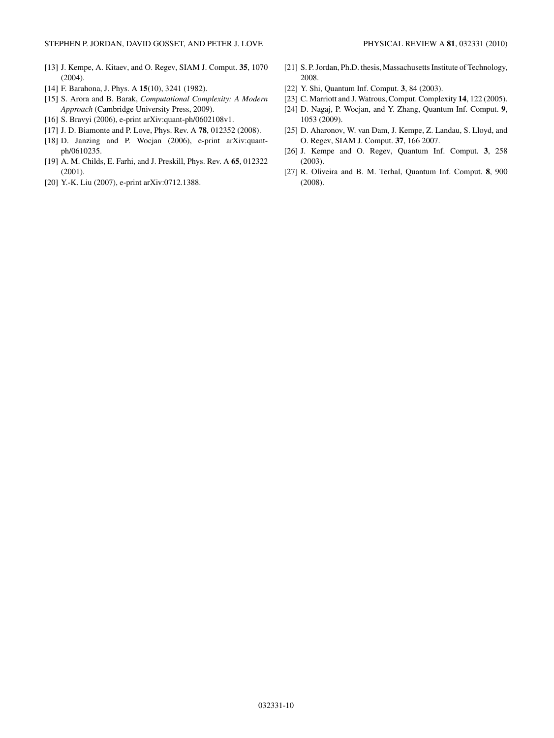[13] J. Kempe, A. Kitaev, and O. Regev, SIAM J. Comput. **35**, 1070 (2004).

[14] F. Barahona, J. Phys. A **15**(10), 3241 (1982).

[15] S. Arora and B. Barak, *Computational Complexity: A Modern Approach* (Cambridge University Press, 2009).

[16] S. Bravyi (2006), e-print arXiv:quant-ph/0602108v1.

[17] J. D. Biamonte and P. Love, Phys. Rev. A **78**, 012352 (2008).

[18] D. Janzing and P. Wocjan (2006), e-print arXiv:quant-ph/0610235.

[19] A. M. Childs, E. Farhi, and J. Preskill, Phys. Rev. A **65**, 012322 (2001).

[20] Y.-K. Liu (2007), e-print arXiv:0712.1388.

[21] S. P. Jordan, Ph.D. thesis, Massachusetts Institute of Technology, 2008.

[22] Y. Shi, Quantum Inf. Comput. **3**, 84 (2003).

[23] C. Marriott and J. Watrous, Comput. Complexity **14**, 122 (2005).

[24] D. Nagaj, P. Wocjan, and Y. Zhang, Quantum Inf. Comput. **9**, 1053 (2009).

[25] D. Aharonov, W. van Dam, J. Kempe, Z. Landau, S. Lloyd, and O. Regev, SIAM J. Comput. **37**, 166 2007.

[26] J. Kempe and O. Regev, Quantum Inf. Comput. **3**, 258 (2003).

[27] R. Oliveira and B. M. Terhal, Quantum Inf. Comput. **8**, 900 (2008).